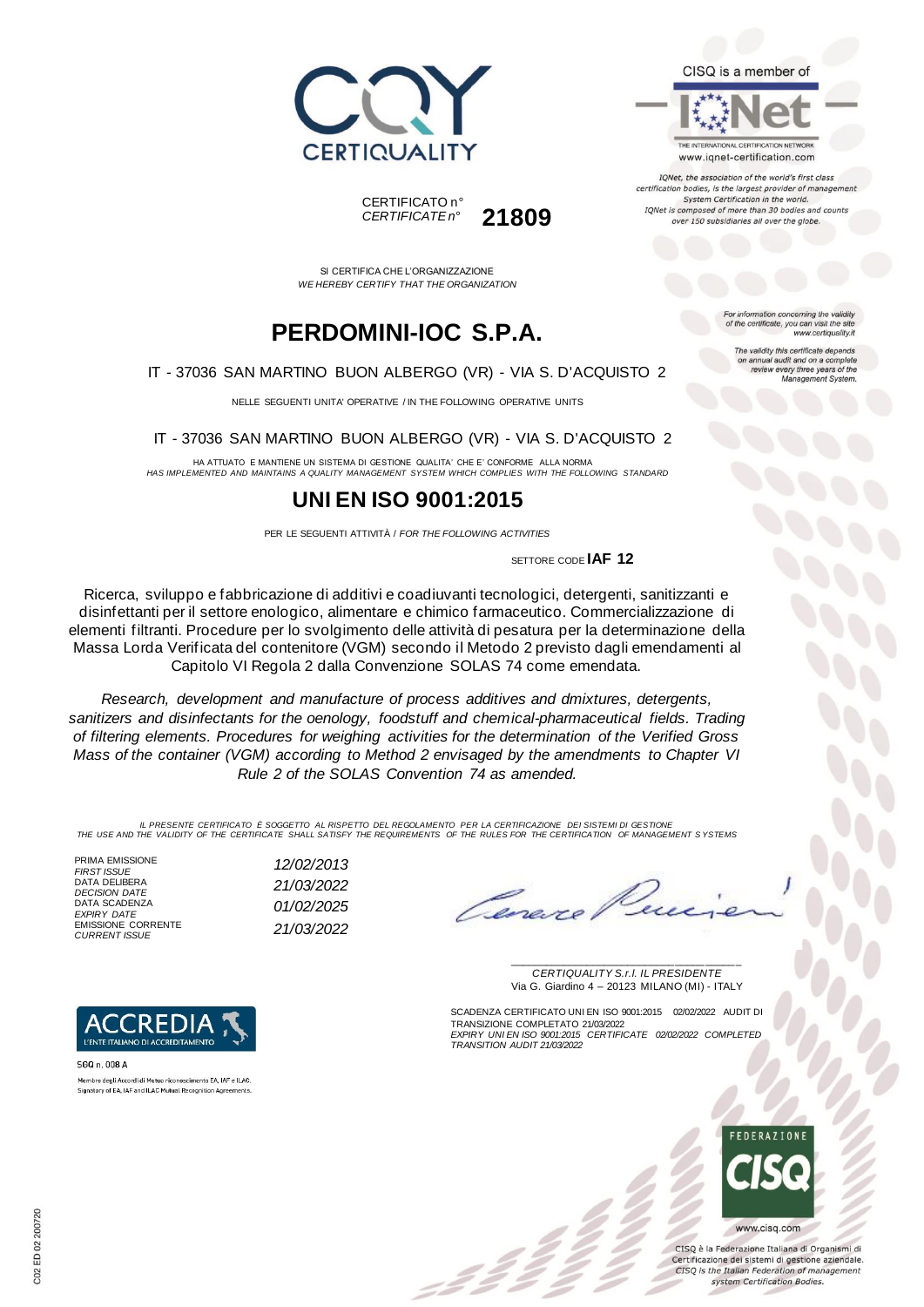CERTIQUALITY

CISQ is a member of

IQNet

THE INTERNATIONAL CERTIFICATION NETWORK
www.iqnet-certification.com

*IQNet, the association of the world's first class certification bodies, is the largest provider of management System Certification in the world. IQNet is composed of more than 30 bodies and counts over 150 subsidiaries all over the globe.*

CERTIFICATO n°
*CERTIFICATE n°* **21809**

*For information concerning the validity of the certificate, you can visit the site www.certiquality.it*

*The validity this certificate depends on annual audit and on a complete review every three years of the Management System.*

SI CERTIFICA CHE L'ORGANIZZAZIONE
*WE HEREBY CERTIFY THAT THE ORGANIZATION*

# PERDOMINI-IOC S.P.A.

IT - 37036 SAN MARTINO BUON ALBERGO (VR) - VIA S. D'ACQUISTO 2

NELLE SEGUENTI UNITA' OPERATIVE / IN THE FOLLOWING OPERATIVE UNITS

IT - 37036 SAN MARTINO BUON ALBERGO (VR) - VIA S. D'ACQUISTO 2

HA ATTUATO E MANTIENE UN SISTEMA DI GESTIONE QUALITA' CHE E' CONFORME ALLA NORMA
*HAS IMPLEMENTED AND MAINTAINS A QUALITY MANAGEMENT SYSTEM WHICH COMPLIES WITH THE FOLLOWING STANDARD*

# UNI EN ISO 9001:2015

PER LE SEGUENTI ATTIVITÀ / *FOR THE FOLLOWING ACTIVITIES*

SETTORE CODE **IAF 12**

Ricerca, sviluppo e fabbricazione di additivi e coadiuvanti tecnologici, detergenti, sanitizzanti e disinfettanti per il settore enologico, alimentare e chimico farmaceutico. Commercializzazione di elementi filtranti. Procedure per lo svolgimento delle attività di pesatura per la determinazione della Massa Lorda Verificata del contenitore (VGM) secondo il Metodo 2 previsto dagli emendamenti al Capitolo VI Regola 2 dalla Convenzione SOLAS 74 come emendata.

*Research, development and manufacture of process additives and dmixtures, detergents, sanitizers and disinfectants for the oenology, foodstuff and chemical-pharmaceutical fields. Trading of filtering elements. Procedures for weighing activities for the determination of the Verified Gross Mass of the container (VGM) according to Method 2 envisaged by the amendments to Chapter VI Rule 2 of the SOLAS Convention 74 as amended.*

*IL PRESENTE CERTIFICATO È SOGGETTO AL RISPETTO DEL REGOLAMENTO PER LA CERTIFICAZIONE DEI SISTEMI DI GESTIONE*
*THE USE AND THE VALIDITY OF THE CERTIFICATE SHALL SATISFY THE REQUIREMENTS OF THE RULES FOR THE CERTIFICATION OF MANAGEMENT SYSTEMS*

| | |
|---|---|
| PRIMA EMISSIONE *FIRST ISSUE* | *12/02/2013* |
| DATA DELIBERA *DECISION DATE* | *21/03/2022* |
| DATA SCADENZA *EXPIRY DATE* | *01/02/2025* |
| EMISSIONE CORRENTE *CURRENT ISSUE* | *21/03/2022* |

*CERTIQUALITY S.r.l. IL PRESIDENTE*
Via G. Giardino 4 – 20123 MILANO (MI) - ITALY

SCADENZA CERTIFICATO UNI EN ISO 9001:2015 02/02/2022 AUDIT DI TRANSIZIONE COMPLETATO 21/03/2022
*EXPIRY UNI EN ISO 9001:2015 CERTIFICATE 02/02/2022 COMPLETED TRANSITION AUDIT 21/03/2022*

ACCREDIA
L'ENTE ITALIANO DI ACCREDITAMENTO

SGQ n. 008 A

Membro degli Accordi di Mutuo riconoscimento EA, IAF e ILAC.
Signatory of EA, IAF and ILAC Mutual Recognition Agreements.

FEDERAZIONE CISQ

www.cisq.com

CISQ è la Federazione Italiana di Organismi di Certificazione dei sistemi di gestione aziendale.
*CISQ is the Italian Federation of management system Certification Bodies.*

C02 ED 02 200720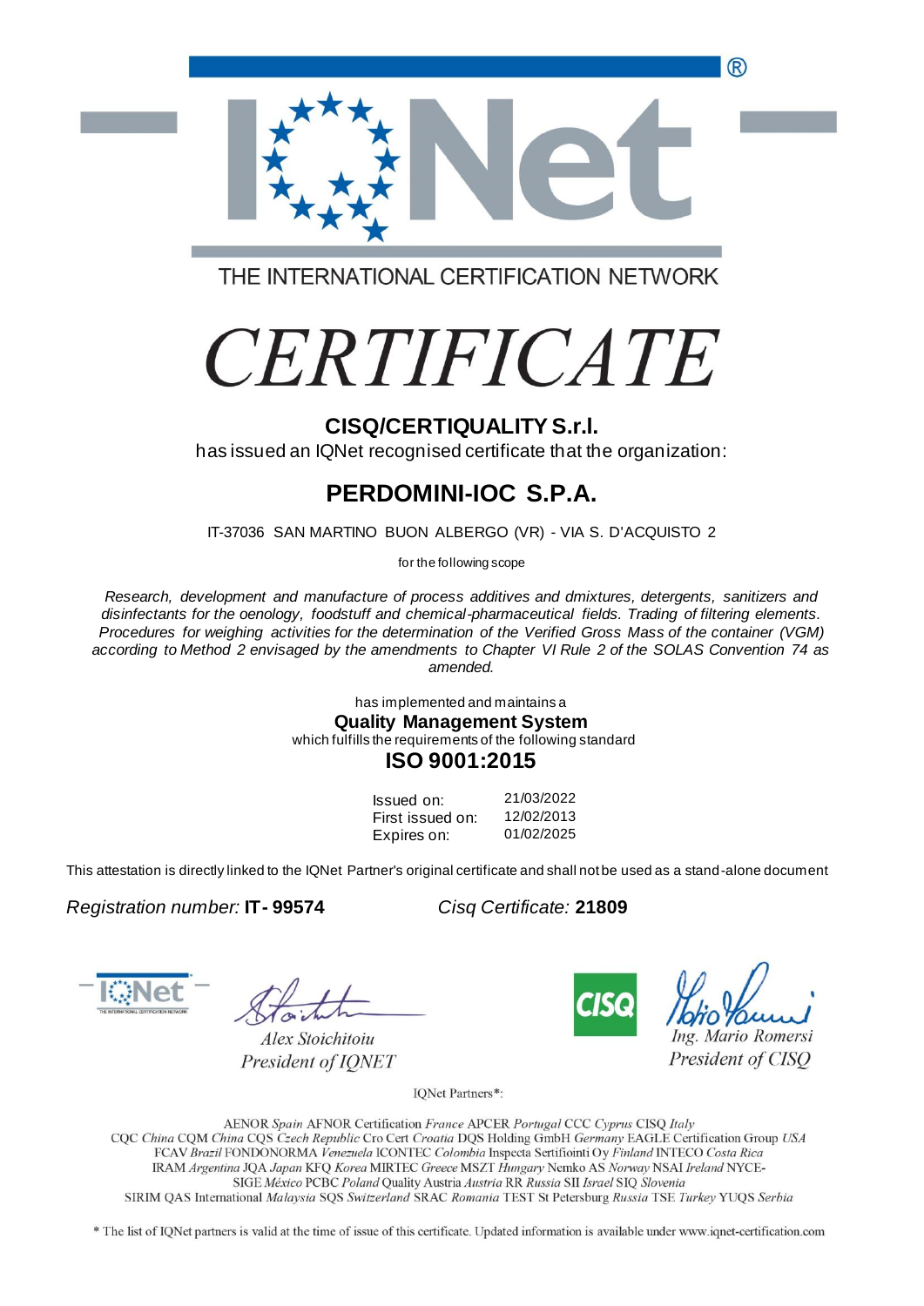THE INTERNATIONAL CERTIFICATION NETWORK

# CERTIFICATE

## CISQ/CERTIQUALITY S.r.l.

has issued an IQNet recognised certificate that the organization:

## PERDOMINI-IOC S.P.A.

IT-37036 SAN MARTINO BUON ALBERGO (VR) - VIA S. D'ACQUISTO 2

for the following scope

*Research, development and manufacture of process additives and dmixtures, detergents, sanitizers and disinfectants for the oenology, foodstuff and chemical-pharmaceutical fields. Trading of filtering elements. Procedures for weighing activities for the determination of the Verified Gross Mass of the container (VGM) according to Method 2 envisaged by the amendments to Chapter VI Rule 2 of the SOLAS Convention 74 as amended.*

has implemented and maintains a

**Quality Management System**

which fulfills the requirements of the following standard

**ISO 9001:2015**

| | |
|---|---|
| Issued on: | 21/03/2022 |
| First issued on: | 12/02/2013 |
| Expires on: | 01/02/2025 |

This attestation is directly linked to the IQNet Partner's original certificate and shall not be used as a stand-alone document

*Registration number:* **IT- 99574** *Cisq Certificate:* **21809**

*Alex Stoichitoiu*
*President of IQNET*

*Ing. Mario Romersi*
*President of CISQ*

IQNet Partners*:

AENOR *Spain* AFNOR Certification *France* APCER *Portugal* CCC *Cyprus* CISQ *Italy*
CQC *China* CQM *China* CQS *Czech Republic* Cro Cert *Croatia* DQS Holding GmbH *Germany* EAGLE Certification Group *USA*
FCAV *Brazil* FONDONORMA *Venezuela* ICONTEC *Colombia* Inspecta Sertifiointi Oy *Finland* INTECO *Costa Rica*
IRAM *Argentina* JQA *Japan* KFQ *Korea* MIRTEC *Greece* MSZT *Hungary* Nemko AS *Norway* NSAI *Ireland* NYCE-SIGE *México* PCBC *Poland* Quality Austria *Austria* RR *Russia* SII *Israel* SIQ *Slovenia*
SIRIM QAS International *Malaysia* SQS *Switzerland* SRAC *Romania* TEST St Petersburg *Russia* TSE *Turkey* YUQS *Serbia*

\* The list of IQNet partners is valid at the time of issue of this certificate. Updated information is available under www.iqnet-certification.com